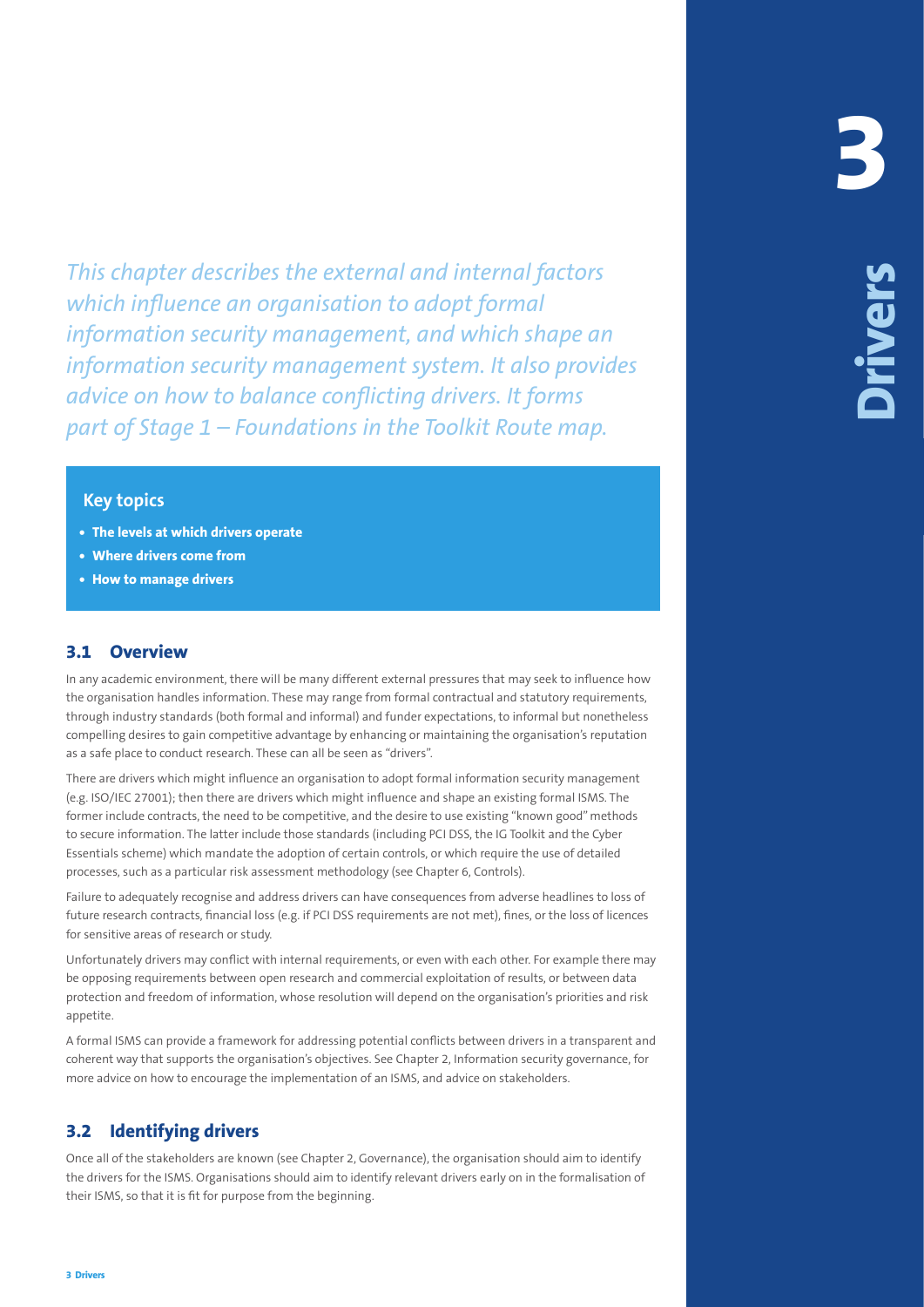# 3 Drivers

*This chapter describes the external and internal factors which influence an organisation to adopt formal information security management, and which shape an information security management system. It also provides advice on how to balance conflicting drivers. It forms part of Stage 1 – Foundations in the Toolkit Route map.*

**Key topics**

- **The levels at which drivers operate**
- **Where drivers come from**
- **How to manage drivers**

## 3.1 Overview

In any academic environment, there will be many different external pressures that may seek to influence how the organisation handles information. These may range from formal contractual and statutory requirements, through industry standards (both formal and informal) and funder expectations, to informal but nonetheless compelling desires to gain competitive advantage by enhancing or maintaining the organisation's reputation as a safe place to conduct research. These can all be seen as "drivers".

There are drivers which might influence an organisation to adopt formal information security management (e.g. ISO/IEC 27001); then there are drivers which might influence and shape an existing formal ISMS. The former include contracts, the need to be competitive, and the desire to use existing "known good" methods to secure information. The latter include those standards (including PCI DSS, the IG Toolkit and the Cyber Essentials scheme) which mandate the adoption of certain controls, or which require the use of detailed processes, such as a particular risk assessment methodology (see Chapter 6, Controls).

Failure to adequately recognise and address drivers can have consequences from adverse headlines to loss of future research contracts, financial loss (e.g. if PCI DSS requirements are not met), fines, or the loss of licences for sensitive areas of research or study.

Unfortunately drivers may conflict with internal requirements, or even with each other. For example there may be opposing requirements between open research and commercial exploitation of results, or between data protection and freedom of information, whose resolution will depend on the organisation's priorities and risk appetite.

A formal ISMS can provide a framework for addressing potential conflicts between drivers in a transparent and coherent way that supports the organisation's objectives. See Chapter 2, Information security governance, for more advice on how to encourage the implementation of an ISMS, and advice on stakeholders.

## 3.2 Identifying drivers

Once all of the stakeholders are known (see Chapter 2, Governance), the organisation should aim to identify the drivers for the ISMS. Organisations should aim to identify relevant drivers early on in the formalisation of their ISMS, so that it is fit for purpose from the beginning.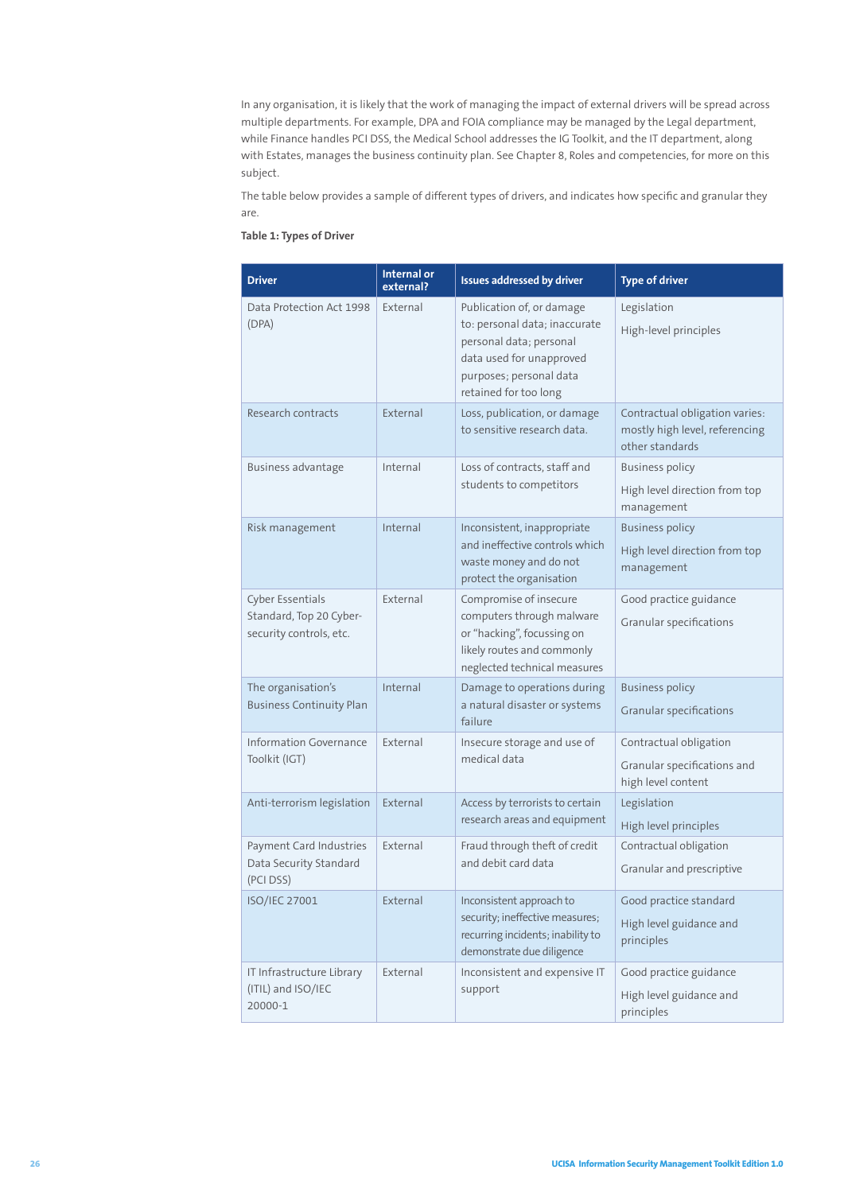In any organisation, it is likely that the work of managing the impact of external drivers will be spread across multiple departments. For example, DPA and FOIA compliance may be managed by the Legal department, while Finance handles PCI DSS, the Medical School addresses the IG Toolkit, and the IT department, along with Estates, manages the business continuity plan. See Chapter 8, Roles and competencies, for more on this subject.

The table below provides a sample of different types of drivers, and indicates how specific and granular they are.

**Table 1: Types of Driver**

| Driver | Internal or external? | Issues addressed by driver | Type of driver |
|---|---|---|---|
| Data Protection Act 1998 (DPA) | External | Publication of, or damage to: personal data; inaccurate personal data; personal data used for unapproved purposes; personal data retained for too long | Legislation<br><br>High-level principles |
| Research contracts | External | Loss, publication, or damage to sensitive research data. | Contractual obligation varies: mostly high level, referencing other standards |
| Business advantage | Internal | Loss of contracts, staff and students to competitors | Business policy<br><br>High level direction from top management |
| Risk management | Internal | Inconsistent, inappropriate and ineffective controls which waste money and do not protect the organisation | Business policy<br><br>High level direction from top management |
| Cyber Essentials Standard, Top 20 Cyber-security controls, etc. | External | Compromise of insecure computers through malware or "hacking", focussing on likely routes and commonly neglected technical measures | Good practice guidance<br><br>Granular specifications |
| The organisation's Business Continuity Plan | Internal | Damage to operations during a natural disaster or systems failure | Business policy<br><br>Granular specifications |
| Information Governance Toolkit (IGT) | External | Insecure storage and use of medical data | Contractual obligation<br><br>Granular specifications and high level content |
| Anti-terrorism legislation | External | Access by terrorists to certain research areas and equipment | Legislation<br><br>High level principles |
| Payment Card Industries Data Security Standard (PCI DSS) | External | Fraud through theft of credit and debit card data | Contractual obligation<br><br>Granular and prescriptive |
| ISO/IEC 27001 | External | Inconsistent approach to security; ineffective measures; recurring incidents; inability to demonstrate due diligence | Good practice standard<br><br>High level guidance and principles |
| IT Infrastructure Library (ITIL) and ISO/IEC 20000-1 | External | Inconsistent and expensive IT support | Good practice guidance<br><br>High level guidance and principles |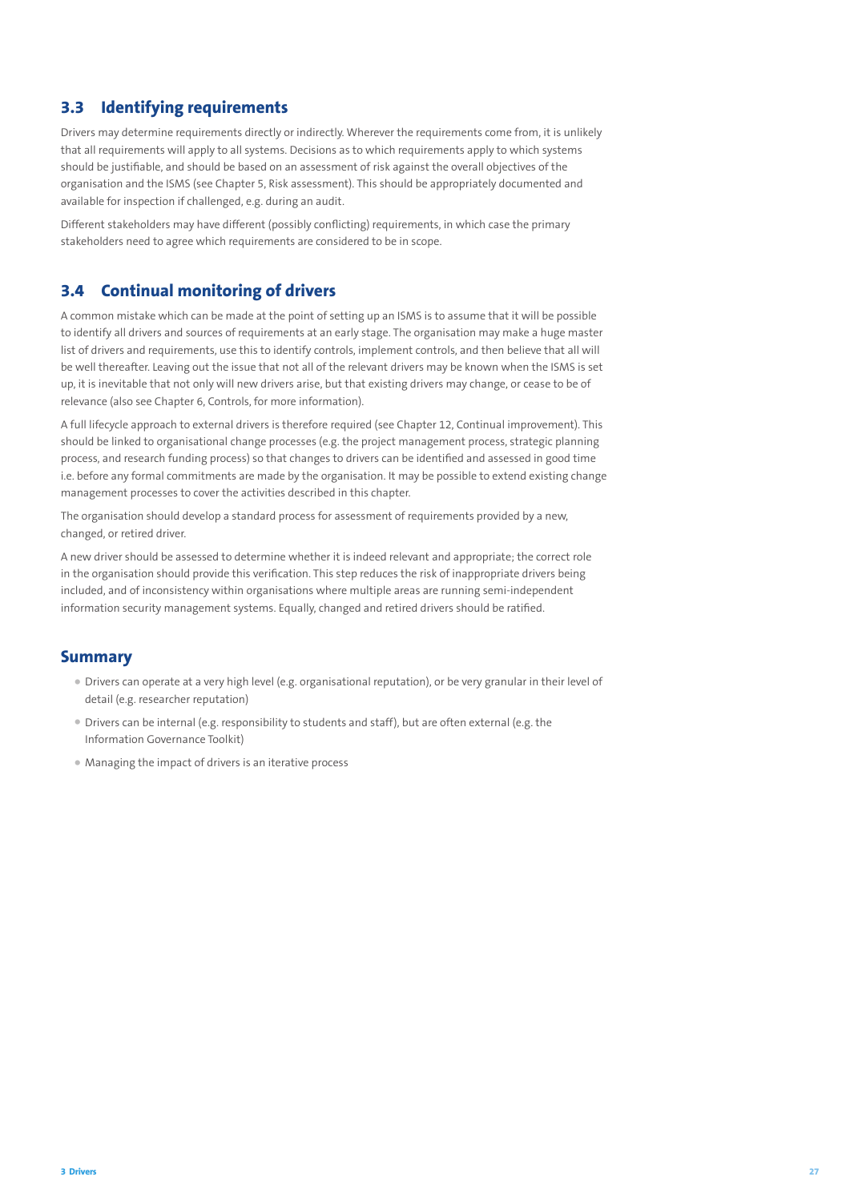## 3.3 Identifying requirements

Drivers may determine requirements directly or indirectly. Wherever the requirements come from, it is unlikely that all requirements will apply to all systems. Decisions as to which requirements apply to which systems should be justifiable, and should be based on an assessment of risk against the overall objectives of the organisation and the ISMS (see Chapter 5, Risk assessment). This should be appropriately documented and available for inspection if challenged, e.g. during an audit.

Different stakeholders may have different (possibly conflicting) requirements, in which case the primary stakeholders need to agree which requirements are considered to be in scope.

## 3.4 Continual monitoring of drivers

A common mistake which can be made at the point of setting up an ISMS is to assume that it will be possible to identify all drivers and sources of requirements at an early stage. The organisation may make a huge master list of drivers and requirements, use this to identify controls, implement controls, and then believe that all will be well thereafter. Leaving out the issue that not all of the relevant drivers may be known when the ISMS is set up, it is inevitable that not only will new drivers arise, but that existing drivers may change, or cease to be of relevance (also see Chapter 6, Controls, for more information).

A full lifecycle approach to external drivers is therefore required (see Chapter 12, Continual improvement). This should be linked to organisational change processes (e.g. the project management process, strategic planning process, and research funding process) so that changes to drivers can be identified and assessed in good time i.e. before any formal commitments are made by the organisation. It may be possible to extend existing change management processes to cover the activities described in this chapter.

The organisation should develop a standard process for assessment of requirements provided by a new, changed, or retired driver.

A new driver should be assessed to determine whether it is indeed relevant and appropriate; the correct role in the organisation should provide this verification. This step reduces the risk of inappropriate drivers being included, and of inconsistency within organisations where multiple areas are running semi-independent information security management systems. Equally, changed and retired drivers should be ratified.

## Summary

- Drivers can operate at a very high level (e.g. organisational reputation), or be very granular in their level of detail (e.g. researcher reputation)
- Drivers can be internal (e.g. responsibility to students and staff), but are often external (e.g. the Information Governance Toolkit)
- Managing the impact of drivers is an iterative process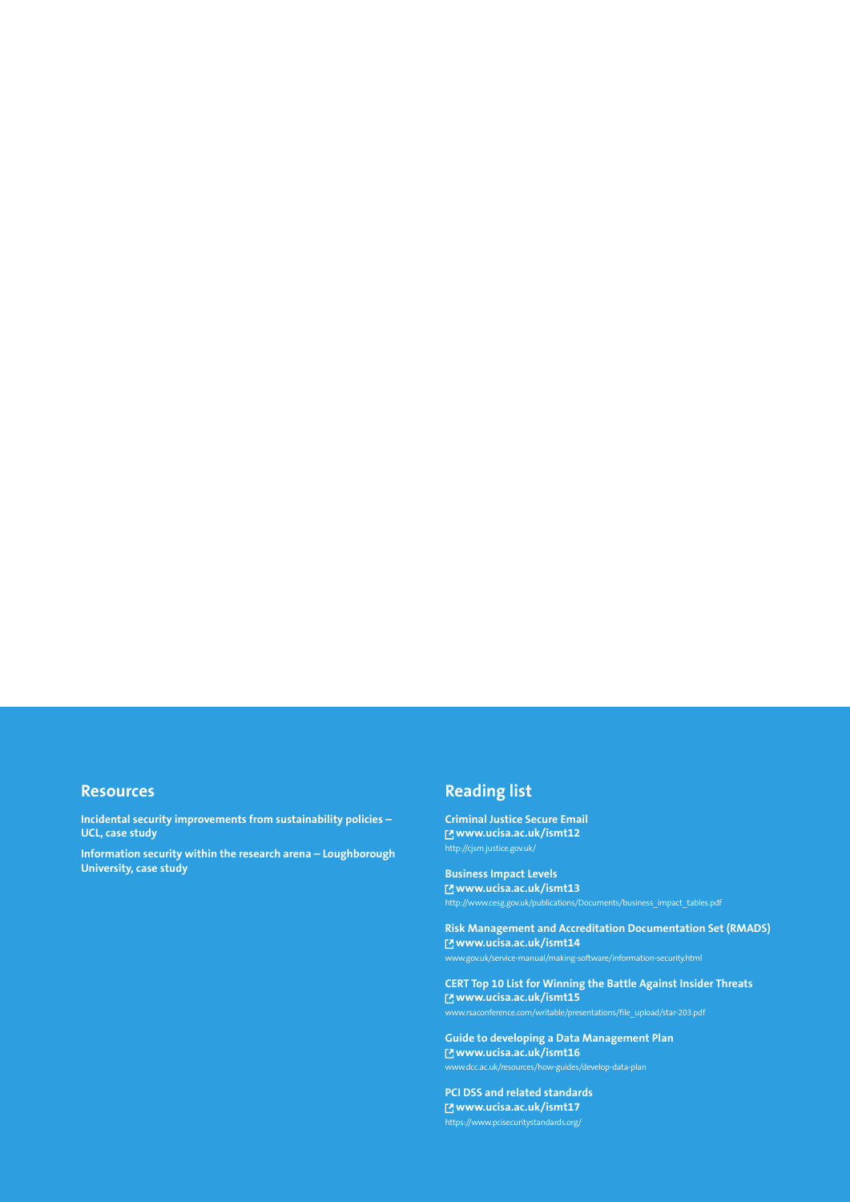## Resources

**Incidental security improvements from sustainability policies – UCL, case study**

**Information security within the research arena – Loughborough University, case study**

## Reading list

**Criminal Justice Secure Email**
**www.ucisa.ac.uk/ismt12**
http://cjsm.justice.gov.uk/

**Business Impact Levels**
**www.ucisa.ac.uk/ismt13**
http://www.cesg.gov.uk/publications/Documents/business_impact_tables.pdf

**Risk Management and Accreditation Documentation Set (RMADS)**
**www.ucisa.ac.uk/ismt14**
www.gov.uk/service-manual/making-software/information-security.html

**CERT Top 10 List for Winning the Battle Against Insider Threats**
**www.ucisa.ac.uk/ismt15**
www.rsaconference.com/writable/presentations/file_upload/star-203.pdf

**Guide to developing a Data Management Plan**
**www.ucisa.ac.uk/ismt16**
www.dcc.ac.uk/resources/how-guides/develop-data-plan

**PCI DSS and related standards**
**www.ucisa.ac.uk/ismt17**
https://www.pcisecuritystandards.org/